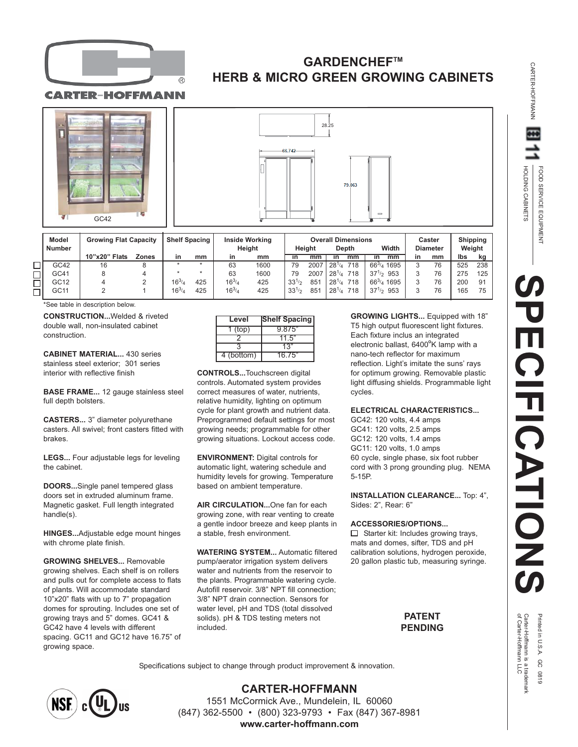CARTER-HOFFMANN

# GARDENCHEF™ HERB & MICRO GREEN GROWING CABINETS

GC42

| Model Number | Growing Flat Capacity | | Shelf Spacing | | Inside Working Height | | Overall Dimensions | | | | | | Caster Diameter | | Shipping Weight | |
|---|---|---|---|---|---|---|---|---|---|---|---|---|---|---|---|---|
| | | | | | | | Height | | Depth | | Width | | | | | |
| | 10"x20" Flats | Zones | in | mm | in | mm | in | mm | in | mm | in | mm | in | mm | lbs | kg |
| ☐ GC42 | 16 | 8 | * | * | 63 | 1600 | 79 | 2007 | $28^{1}/_{4}$ | 718 | $66^{3}/_{4}$ | 1695 | 3 | 76 | 525 | 238 |
| ☐ GC41 | 8 | 4 | * | * | 63 | 1600 | 79 | 2007 | $28^{1}/_{4}$ | 718 | $37^{1}/_{2}$ | 953 | 3 | 76 | 275 | 125 |
| ☐ GC12 | 4 | 2 | $16^{3}/_{4}$ | 425 | $16^{3}/_{4}$ | 425 | $33^{1}/_{2}$ | 851 | $28^{1}/_{4}$ | 718 | $66^{3}/_{4}$ | 1695 | 3 | 76 | 200 | 91 |
| ☐ GC11 | 2 | 1 | $16^{3}/_{4}$ | 425 | $16^{3}/_{4}$ | 425 | $33^{1}/_{2}$ | 851 | $28^{1}/_{4}$ | 718 | $37^{1}/_{2}$ | 953 | 3 | 76 | 165 | 75 |

*See table in description below.

**CONSTRUCTION...**Welded & riveted double wall, non-insulated cabinet construction.

**CABINET MATERIAL...** 430 series stainless steel exterior; 301 series interior with reflective finish

**BASE FRAME...** 12 gauge stainless steel full depth bolsters.

**CASTERS...** 3" diameter polyurethane casters. All swivel; front casters fitted with brakes.

**LEGS...** Four adjustable legs for leveling the cabinet.

**DOORS...**Single panel tempered glass doors set in extruded aluminum frame. Magnetic gasket. Full length integrated handle(s).

**HINGES...**Adjustable edge mount hinges with chrome plate finish.

**GROWING SHELVES...** Removable growing shelves. Each shelf is on rollers and pulls out for complete access to flats of plants. Will accommodate standard 10"x20" flats with up to 7" propagation domes for sprouting. Includes one set of growing trays and 5" domes. GC41 & GC42 have 4 levels with different spacing. GC11 and GC12 have 16.75" of growing space.

| Level | Shelf Spacing |
|---|---|
| 1 (top) | 9.875" |
| 2 | 11.5" |
| 3 | 13" |
| 4 (bottom) | 16.75" |

**CONTROLS...**Touchscreen digital controls. Automated system provides correct measures of water, nutrients, relative humidity, lighting on optimum cycle for plant growth and nutrient data. Preprogrammed default settings for most growing needs; programmable for other growing situations. Lockout access code.

**ENVIRONMENT:** Digital controls for automatic light, watering schedule and humidity levels for growing. Temperature based on ambient temperature.

**AIR CIRCULATION...**One fan for each growing zone, with rear venting to create a gentle indoor breeze and keep plants in a stable, fresh environment.

**WATERING SYSTEM...** Automatic filtered pump/aerator irrigation system delivers water and nutrients from the reservoir to the plants. Programmable watering cycle. Autofill reservoir. 3/8" NPT fill connection; 3/8" NPT drain connection. Sensors for water level, pH and TDS (total dissolved solids). pH & TDS testing meters not included.

**GROWING LIGHTS...** Equipped with 18" T5 high output fluorescent light fixtures. Each fixture inclus an integrated electronic ballast, 6400°K lamp with a nano-tech reflector for maximum reflection. Light's imitate the suns' rays for optimum growing. Removable plastic light diffusing shields. Programmable light cycles.

**ELECTRICAL CHARACTERISTICS...**
GC42: 120 volts, 4.4 amps
GC41: 120 volts, 2.5 amps
GC12: 120 volts, 1.4 amps
GC11: 120 volts, 1.0 amps
60 cycle, single phase, six foot rubber cord with 3 prong grounding plug. NEMA 5-15P.

**INSTALLATION CLEARANCE...** Top: 4", Sides: 2", Rear: 6"

**ACCESSORIES/OPTIONS...**
☐ Starter kit: Includes growing trays, mats and domes, sifter, TDS and pH calibration solutions, hydrogen peroxide, 20 gallon plastic tub, measuring syringe.

**PATENT PENDING**

Specifications subject to change through product improvement & innovation.

## CARTER-HOFFMANN

1551 McCormick Ave., Mundelein, IL 60060
(847) 362-5500 • (800) 323-9793 • Fax (847) 367-8981
**www.carter-hoffmann.com**

CARTER-HOFFMANN 11 FOOD SERVICE EQUIPMENT HOLDING CABINETS

# SPECIFICATIONS

Printed in U.S.A. GC 0819
Carter-Hoffmann is a trademark of Carter-Hoffmann LLC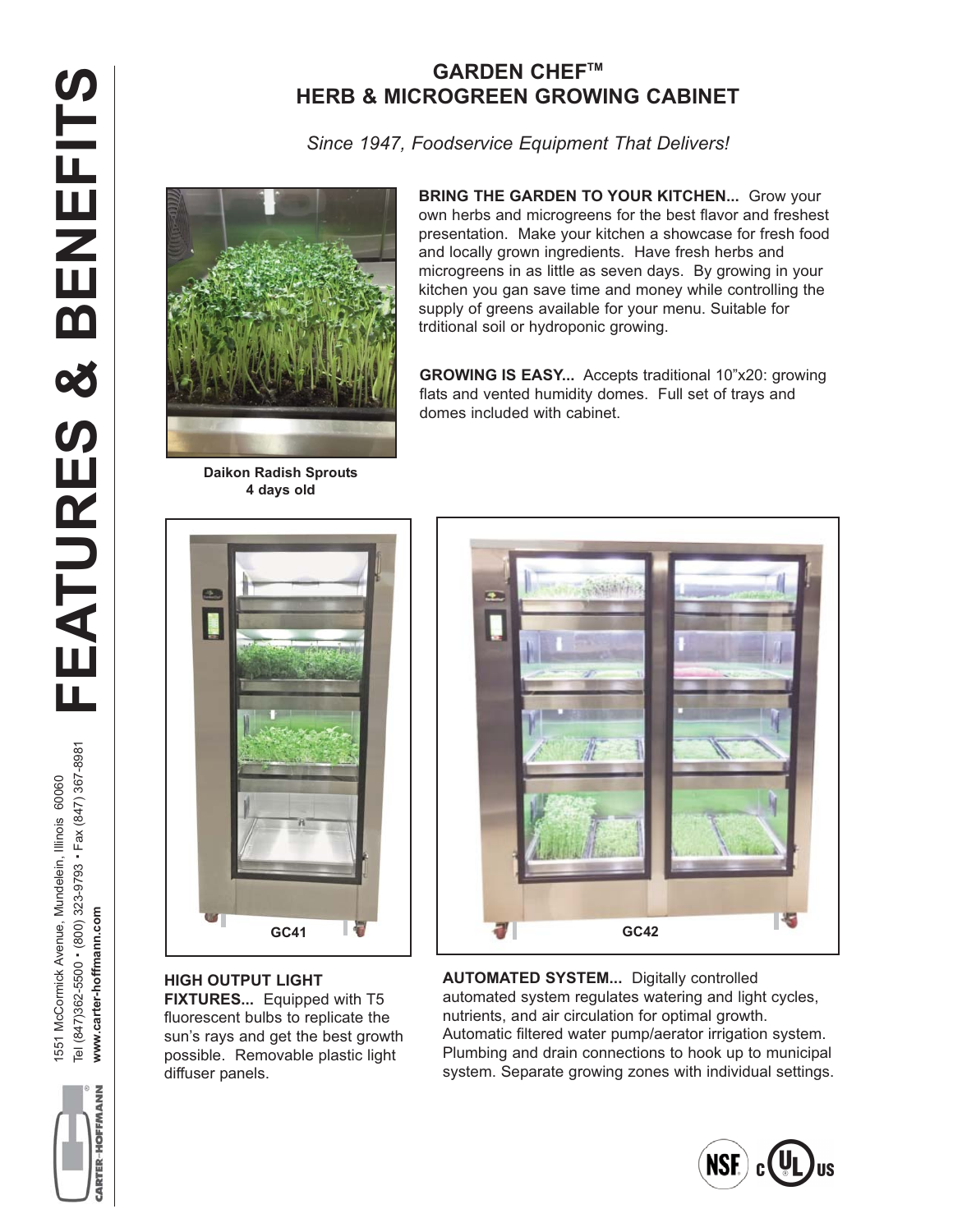# FEATURES & BENEFITS

## GARDEN CHEF™ HERB & MICROGREEN GROWING CABINET

*Since 1947, Foodservice Equipment That Delivers!*

**BRING THE GARDEN TO YOUR KITCHEN...** Grow your own herbs and microgreens for the best flavor and freshest presentation. Make your kitchen a showcase for fresh food and locally grown ingredients. Have fresh herbs and microgreens in as little as seven days. By growing in your kitchen you gan save time and money while controlling the supply of greens available for your menu. Suitable for trditional soil or hydroponic growing.

**GROWING IS EASY...** Accepts traditional 10"x20: growing flats and vented humidity domes. Full set of trays and domes included with cabinet.

**Daikon Radish Sprouts 4 days old**

GC41

GC42

**HIGH OUTPUT LIGHT FIXTURES...** Equipped with T5 fluorescent bulbs to replicate the sun's rays and get the best growth possible. Removable plastic light diffuser panels.

**AUTOMATED SYSTEM...** Digitally controlled automated system regulates watering and light cycles, nutrients, and air circulation for optimal growth. Automatic filtered water pump/aerator irrigation system. Plumbing and drain connections to hook up to municipal system. Separate growing zones with individual settings.

CARTER-HOFFMANN®

1551 McCormick Avenue, Mundelein, Illinois 60060
Tel (847)362-5500 • (800) 323-9793 • Fax (847) 367-8981
**www.carter-hoffmann.com**